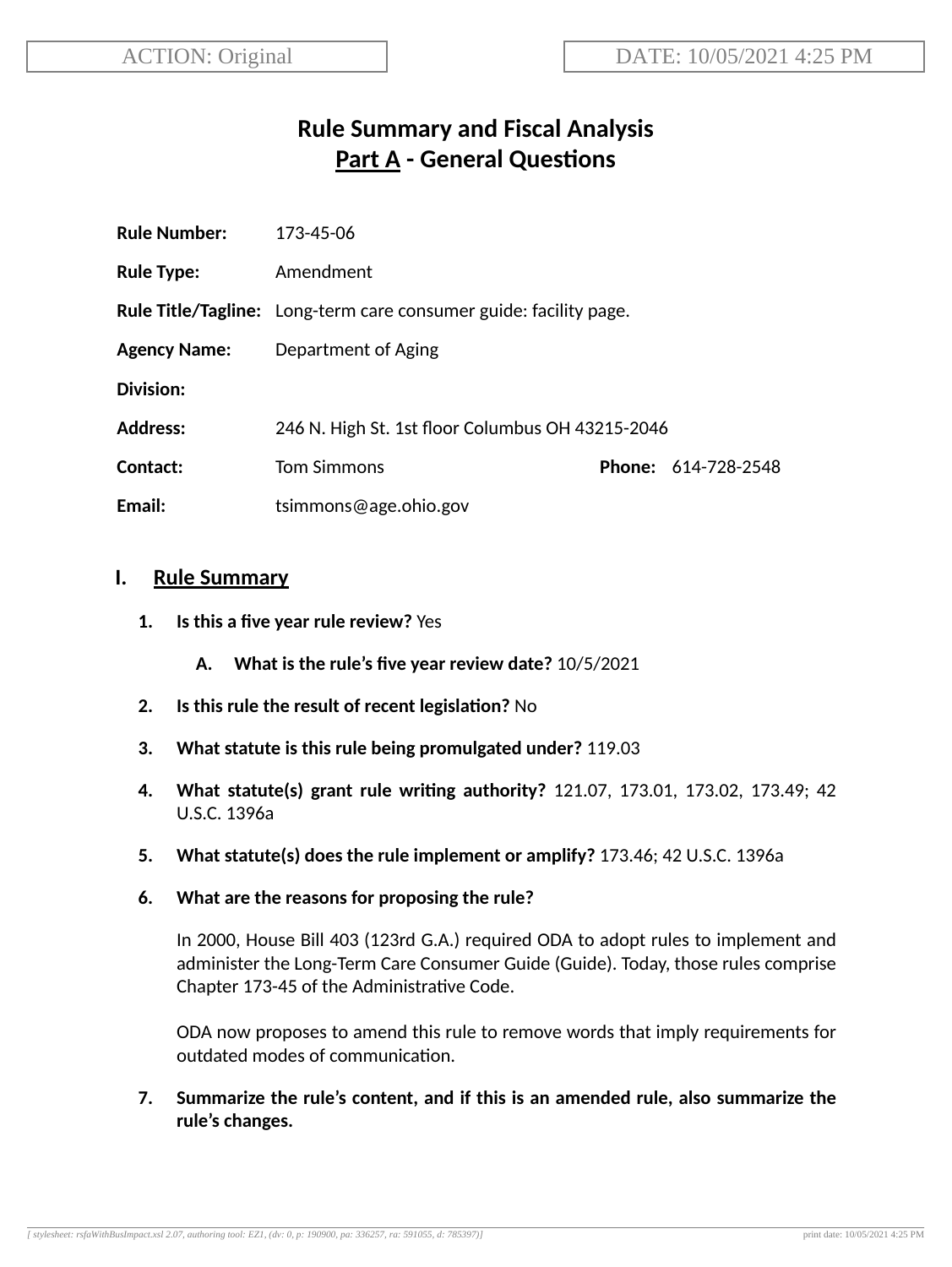ACTION: Original | DATE: 10/05/2021 4:25 PM

# Rule Summary and Fiscal Analysis
## Part A - General Questions

**Rule Number:** 173-45-06

**Rule Type:** Amendment

**Rule Title/Tagline:** Long-term care consumer guide: facility page.

**Agency Name:** Department of Aging

**Division:**

**Address:** 246 N. High St. 1st floor Columbus OH 43215-2046

**Contact:** Tom Simmons **Phone:** 614-728-2548

**Email:** tsimmons@age.ohio.gov

## I. Rule Summary

1. **Is this a five year rule review?** Yes

    A. **What is the rule's five year review date?** 10/5/2021

2. **Is this rule the result of recent legislation?** No

3. **What statute is this rule being promulgated under?** 119.03

4. **What statute(s) grant rule writing authority?** 121.07, 173.01, 173.02, 173.49; 42 U.S.C. 1396a

5. **What statute(s) does the rule implement or amplify?** 173.46; 42 U.S.C. 1396a

6. **What are the reasons for proposing the rule?**

    In 2000, House Bill 403 (123rd G.A.) required ODA to adopt rules to implement and administer the Long-Term Care Consumer Guide (Guide). Today, those rules comprise Chapter 173-45 of the Administrative Code.

    ODA now proposes to amend this rule to remove words that imply requirements for outdated modes of communication.

7. **Summarize the rule's content, and if this is an amended rule, also summarize the rule's changes.**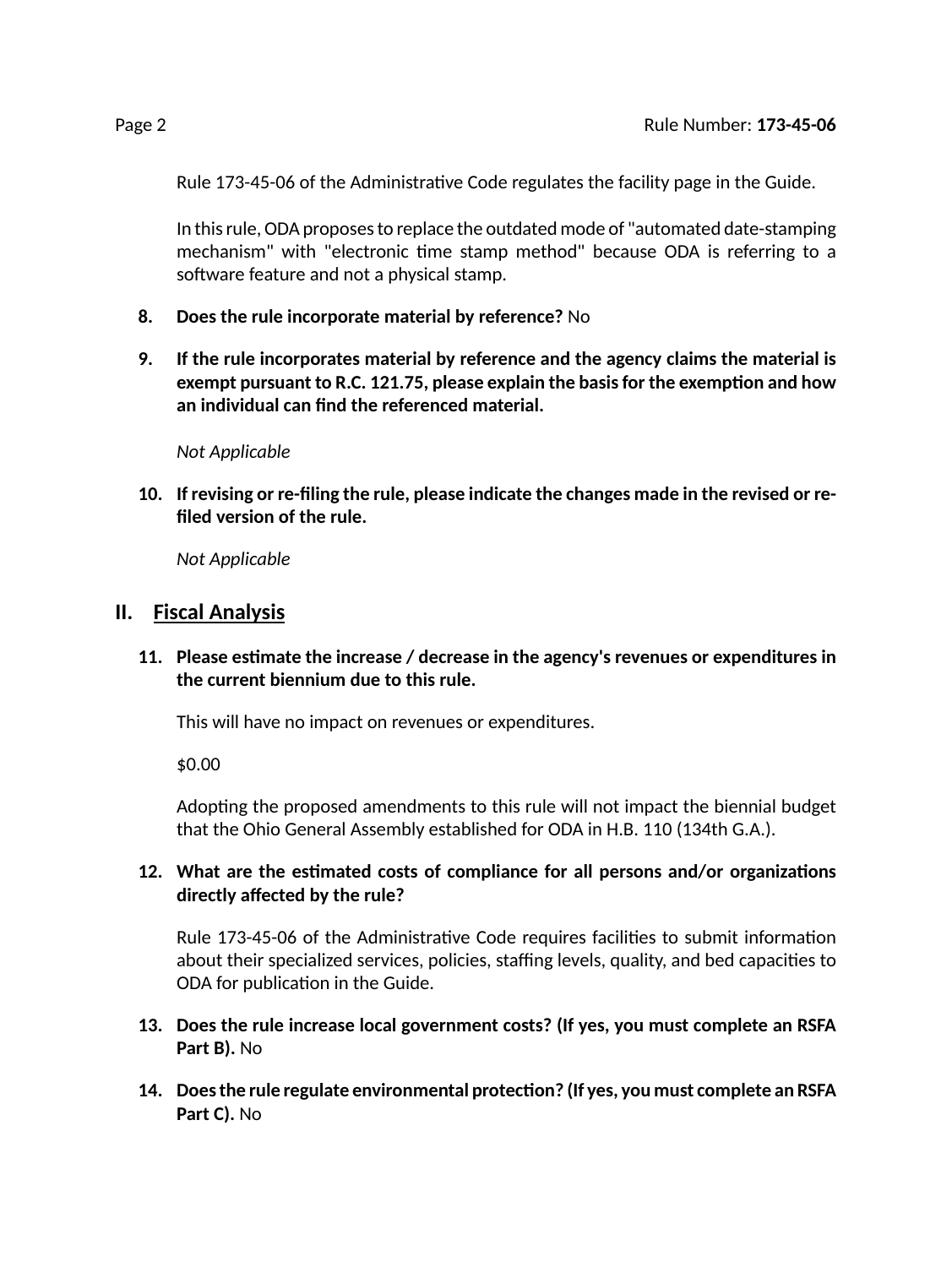Rule 173-45-06 of the Administrative Code regulates the facility page in the Guide.

In this rule, ODA proposes to replace the outdated mode of "automated date-stamping mechanism" with "electronic time stamp method" because ODA is referring to a software feature and not a physical stamp.

8. **Does the rule incorporate material by reference?** No

9. **If the rule incorporates material by reference and the agency claims the material is exempt pursuant to R.C. 121.75, please explain the basis for the exemption and how an individual can find the referenced material.**

   *Not Applicable*

10. **If revising or re-filing the rule, please indicate the changes made in the revised or re-filed version of the rule.**

    *Not Applicable*

## II. Fiscal Analysis

11. **Please estimate the increase / decrease in the agency's revenues or expenditures in the current biennium due to this rule.**

    This will have no impact on revenues or expenditures.

    $0.00

    Adopting the proposed amendments to this rule will not impact the biennial budget that the Ohio General Assembly established for ODA in H.B. 110 (134th G.A.).

12. **What are the estimated costs of compliance for all persons and/or organizations directly affected by the rule?**

    Rule 173-45-06 of the Administrative Code requires facilities to submit information about their specialized services, policies, staffing levels, quality, and bed capacities to ODA for publication in the Guide.

13. **Does the rule increase local government costs? (If yes, you must complete an RSFA Part B).** No

14. **Does the rule regulate environmental protection? (If yes, you must complete an RSFA Part C).** No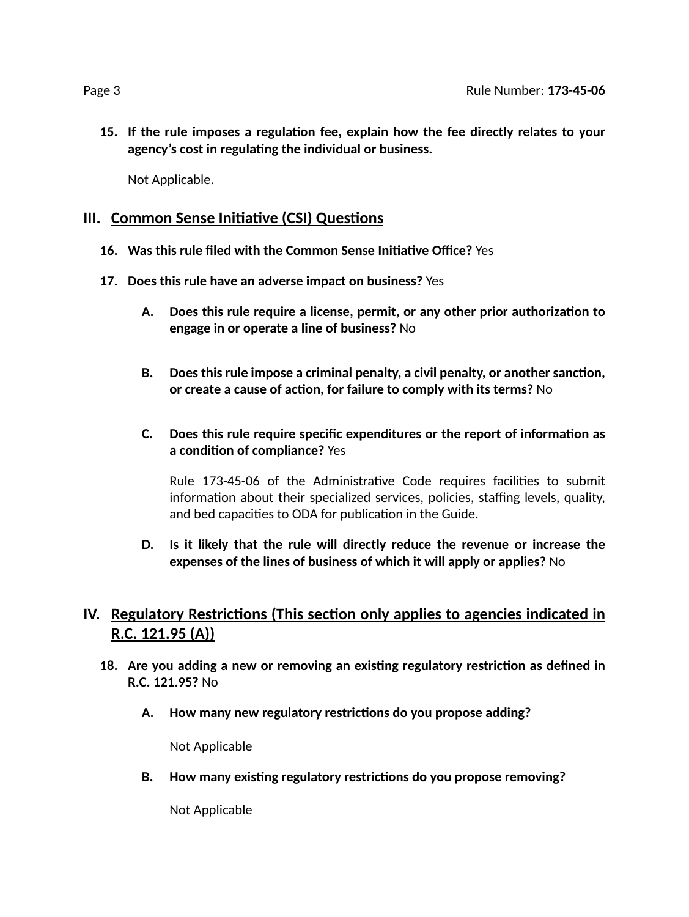15. **If the rule imposes a regulation fee, explain how the fee directly relates to your agency's cost in regulating the individual or business.**

    Not Applicable.

## III. Common Sense Initiative (CSI) Questions

16. **Was this rule filed with the Common Sense Initiative Office?** Yes

17. **Does this rule have an adverse impact on business?** Yes

    A. **Does this rule require a license, permit, or any other prior authorization to engage in or operate a line of business?** No

    B. **Does this rule impose a criminal penalty, a civil penalty, or another sanction, or create a cause of action, for failure to comply with its terms?** No

    C. **Does this rule require specific expenditures or the report of information as a condition of compliance?** Yes

       Rule 173-45-06 of the Administrative Code requires facilities to submit information about their specialized services, policies, staffing levels, quality, and bed capacities to ODA for publication in the Guide.

    D. **Is it likely that the rule will directly reduce the revenue or increase the expenses of the lines of business of which it will apply or applies?** No

## IV. Regulatory Restrictions (This section only applies to agencies indicated in R.C. 121.95 (A))

18. **Are you adding a new or removing an existing regulatory restriction as defined in R.C. 121.95?** No

    A. **How many new regulatory restrictions do you propose adding?**

       Not Applicable

    B. **How many existing regulatory restrictions do you propose removing?**

       Not Applicable